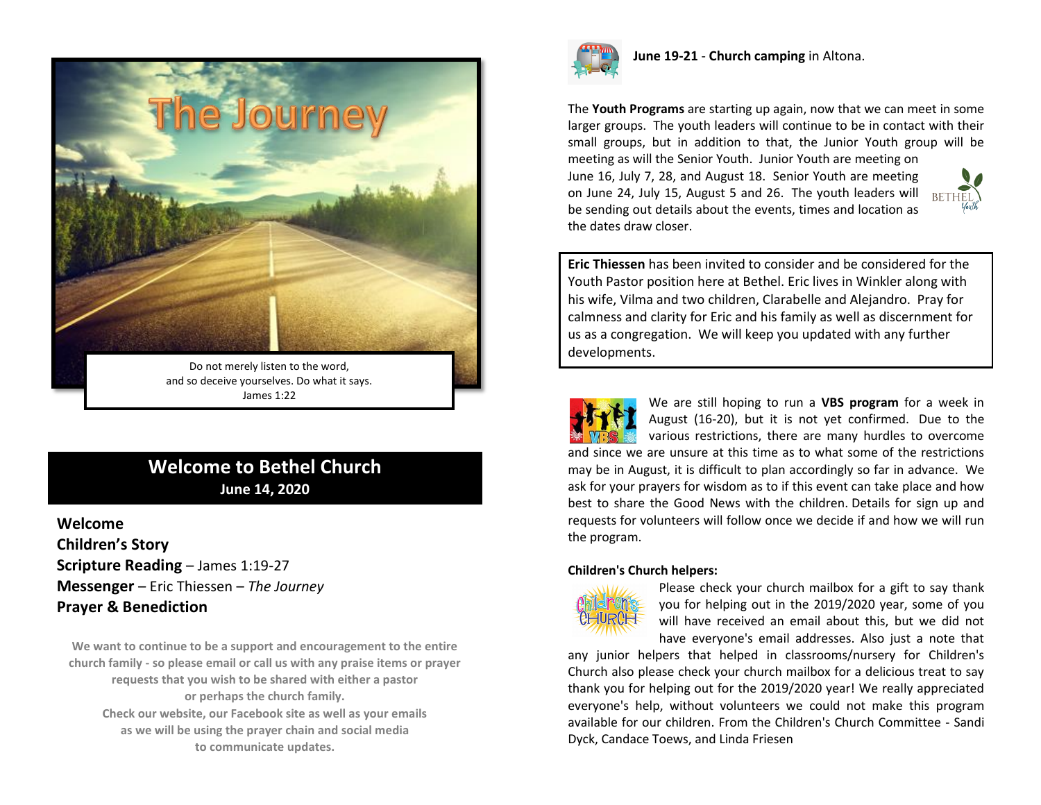# The Journey

Do not merely listen to the word,
and so deceive yourselves. Do what it says.
James 1:22

## Welcome to Bethel Church

**June 14, 2020**

**Welcome**
**Children's Story**
**Scripture Reading** – James 1:19-27
**Messenger** – Eric Thiessen – *The Journey*
**Prayer & Benediction**

**We want to continue to be a support and encouragement to the entire church family - so please email or call us with any praise items or prayer requests that you wish to be shared with either a pastor or perhaps the church family.**
**Check our website, our Facebook site as well as your emails as we will be using the prayer chain and social media to communicate updates.**

**June 19-21** - **Church camping** in Altona.

The **Youth Programs** are starting up again, now that we can meet in some larger groups. The youth leaders will continue to be in contact with their small groups, but in addition to that, the Junior Youth group will be meeting as will the Senior Youth. Junior Youth are meeting on June 16, July 7, 28, and August 18. Senior Youth are meeting on June 24, July 15, August 5 and 26. The youth leaders will be sending out details about the events, times and location as the dates draw closer.

**Eric Thiessen** has been invited to consider and be considered for the Youth Pastor position here at Bethel. Eric lives in Winkler along with his wife, Vilma and two children, Clarabelle and Alejandro. Pray for calmness and clarity for Eric and his family as well as discernment for us as a congregation. We will keep you updated with any further developments.

We are still hoping to run a **VBS program** for a week in August (16-20), but it is not yet confirmed. Due to the various restrictions, there are many hurdles to overcome and since we are unsure at this time as to what some of the restrictions may be in August, it is difficult to plan accordingly so far in advance. We ask for your prayers for wisdom as to if this event can take place and how best to share the Good News with the children. Details for sign up and requests for volunteers will follow once we decide if and how we will run the program.

**Children's Church helpers:**

Please check your church mailbox for a gift to say thank you for helping out in the 2019/2020 year, some of you will have received an email about this, but we did not have everyone's email addresses. Also just a note that any junior helpers that helped in classrooms/nursery for Children's Church also please check your church mailbox for a delicious treat to say thank you for helping out for the 2019/2020 year! We really appreciated everyone's help, without volunteers we could not make this program available for our children. From the Children's Church Committee - Sandi Dyck, Candace Toews, and Linda Friesen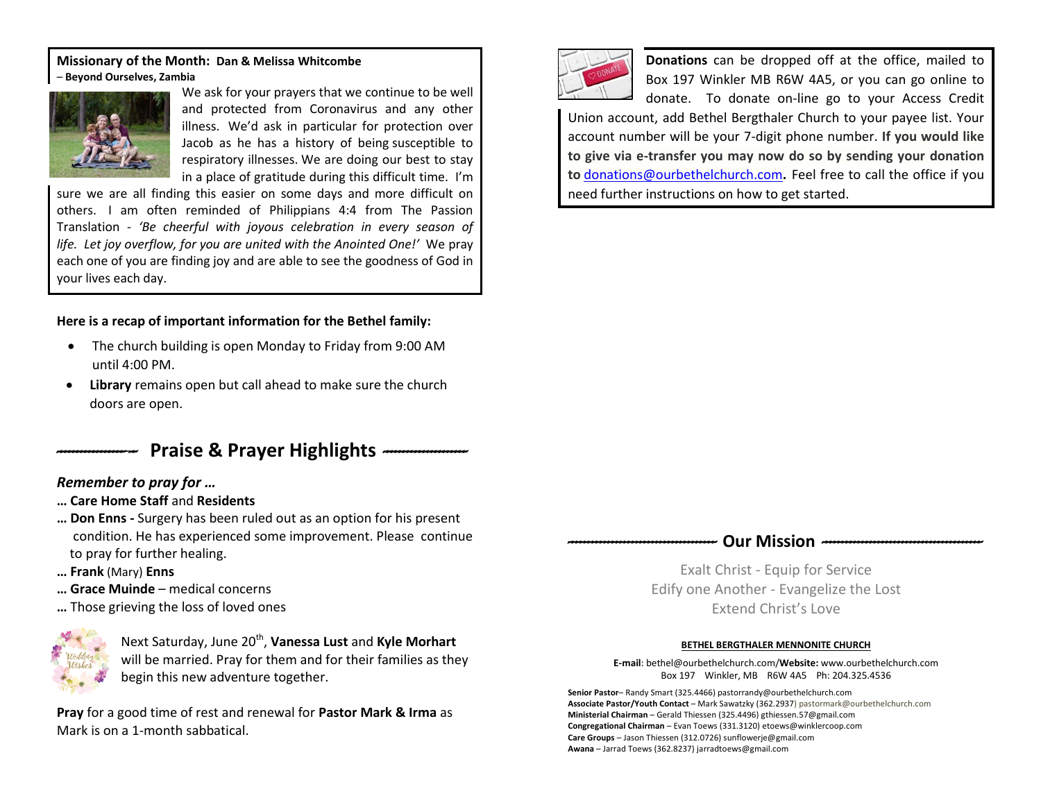**Missionary of the Month:** **Dan & Melissa Whitcombe**
– **Beyond Ourselves, Zambia**

We ask for your prayers that we continue to be well and protected from Coronavirus and any other illness. We'd ask in particular for protection over Jacob as he has a history of being susceptible to respiratory illnesses. We are doing our best to stay in a place of gratitude during this difficult time. I'm sure we are all finding this easier on some days and more difficult on others. I am often reminded of Philippians 4:4 from The Passion Translation - *'Be cheerful with joyous celebration in every season of life. Let joy overflow, for you are united with the Anointed One!'* We pray each one of you are finding joy and are able to see the goodness of God in your lives each day.

**Here is a recap of important information for the Bethel family:**

- The church building is open Monday to Friday from 9:00 AM until 4:00 PM.
- **Library** remains open but call ahead to make sure the church doors are open.

## Praise & Prayer Highlights

***Remember to pray for …***

**… Care Home Staff** and **Residents**
**… Don Enns -** Surgery has been ruled out as an option for his present condition. He has experienced some improvement. Please continue to pray for further healing.
**… Frank** (Mary) **Enns**
**… Grace Muinde** – medical concerns
**…** Those grieving the loss of loved ones

Next Saturday, June 20th, **Vanessa Lust** and **Kyle Morhart** will be married. Pray for them and for their families as they begin this new adventure together.

**Pray** for a good time of rest and renewal for **Pastor Mark & Irma** as Mark is on a 1-month sabbatical.

**Donations** can be dropped off at the office, mailed to Box 197 Winkler MB R6W 4A5, or you can go online to donate. To donate on-line go to your Access Credit Union account, add Bethel Bergthaler Church to your payee list. Your account number will be your 7-digit phone number. **If you would like to give via e-transfer you may now do so by sending your donation to** donations@ourbethelchurch.com**.** Feel free to call the office if you need further instructions on how to get started.

## Our Mission

Exalt Christ - Equip for Service
Edify one Another - Evangelize the Lost
Extend Christ's Love

**BETHEL BERGTHALER MENNONITE CHURCH**

**E-mail**: bethel@ourbethelchurch.com/**Website:** www.ourbethelchurch.com
Box 197 Winkler, MB R6W 4A5 Ph: 204.325.4536

**Senior Pastor**– Randy Smart (325.4466) pastorrandy@ourbethelchurch.com
**Associate Pastor/Youth Contact** – Mark Sawatzky (362.2937) pastormark@ourbethelchurch.com
**Ministerial Chairman** – Gerald Thiessen (325.4496) gthiessen.57@gmail.com
**Congregational Chairman** – Evan Toews (331.3120) etoews@winklercoop.com
**Care Groups** – Jason Thiessen (312.0726) sunflowerje@gmail.com
**Awana** – Jarrad Toews (362.8237) jarradtoews@gmail.com